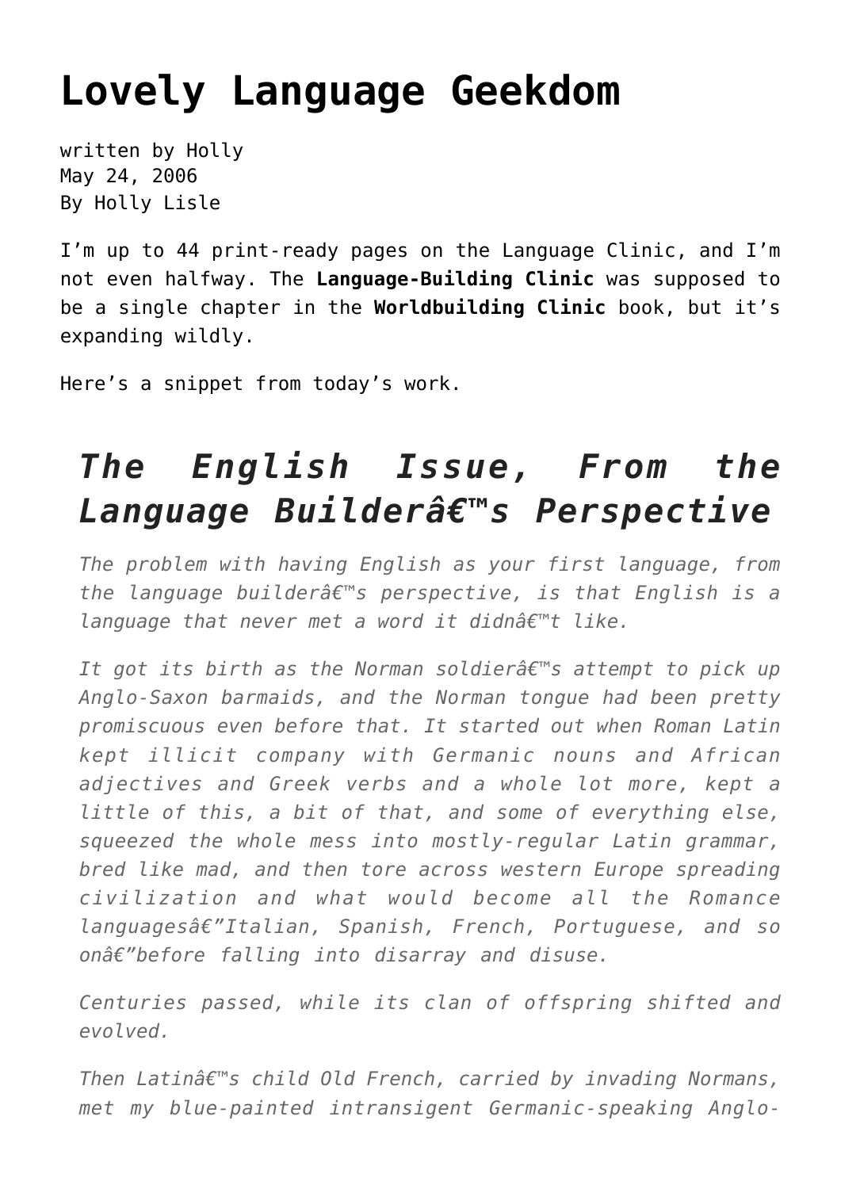# Lovely Language Geekdom

written by Holly
May 24, 2006
By Holly Lisle

I'm up to 44 print-ready pages on the Language Clinic, and I'm not even halfway. The **Language-Building Clinic** was supposed to be a single chapter in the **Worldbuilding Clinic** book, but it's expanding wildly.

Here's a snippet from today's work.

> ## *The English Issue, From the Language Builderâ€™s Perspective*
>
> *The problem with having English as your first language, from the language builderâ€™s perspective, is that English is a language that never met a word it didnâ€™t like.*
>
> *It got its birth as the Norman soldierâ€™s attempt to pick up Anglo-Saxon barmaids, and the Norman tongue had been pretty promiscuous even before that. It started out when Roman Latin kept illicit company with Germanic nouns and African adjectives and Greek verbs and a whole lot more, kept a little of this, a bit of that, and some of everything else, squeezed the whole mess into mostly-regular Latin grammar, bred like mad, and then tore across western Europe spreading civilization and what would become all the Romance languagesâ€”Italian, Spanish, French, Portuguese, and so onâ€”before falling into disarray and disuse.*
>
> *Centuries passed, while its clan of offspring shifted and evolved.*
>
> *Then Latinâ€™s child Old French, carried by invading Normans, met my blue-painted intransigent Germanic-speaking Anglo-*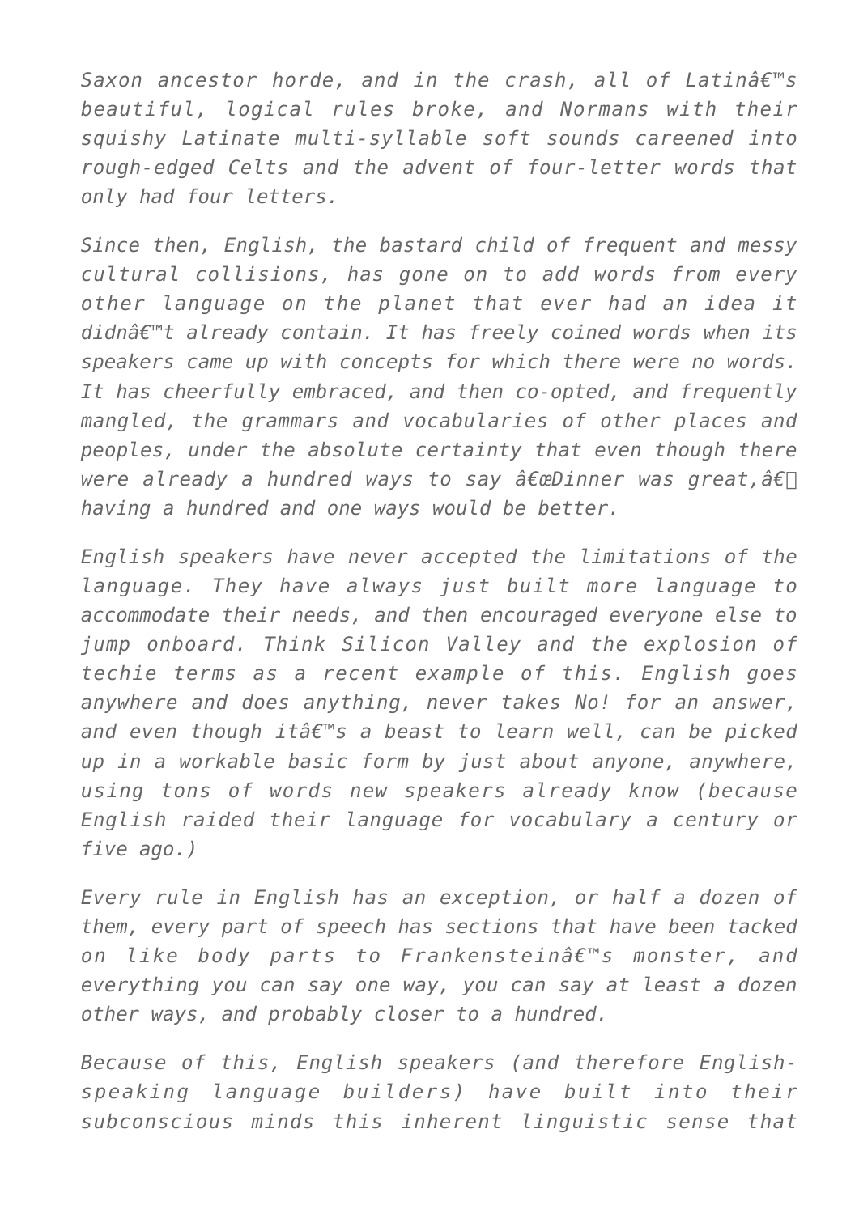*Saxon ancestor horde, and in the crash, all of Latinâ€™s beautiful, logical rules broke, and Normans with their squishy Latinate multi-syllable soft sounds careened into rough-edged Celts and the advent of four-letter words that only had four letters.*

*Since then, English, the bastard child of frequent and messy cultural collisions, has gone on to add words from every other language on the planet that ever had an idea it didnâ€™t already contain. It has freely coined words when its speakers came up with concepts for which there were no words. It has cheerfully embraced, and then co-opted, and frequently mangled, the grammars and vocabularies of other places and peoples, under the absolute certainty that even though there were already a hundred ways to say â€œDinner was great,â€ having a hundred and one ways would be better.*

*English speakers have never accepted the limitations of the language. They have always just built more language to accommodate their needs, and then encouraged everyone else to jump onboard. Think Silicon Valley and the explosion of techie terms as a recent example of this. English goes anywhere and does anything, never takes No! for an answer, and even though itâ€™s a beast to learn well, can be picked up in a workable basic form by just about anyone, anywhere, using tons of words new speakers already know (because English raided their language for vocabulary a century or five ago.)*

*Every rule in English has an exception, or half a dozen of them, every part of speech has sections that have been tacked on like body parts to Frankensteinâ€™s monster, and everything you can say one way, you can say at least a dozen other ways, and probably closer to a hundred.*

*Because of this, English speakers (and therefore English-speaking language builders) have built into their subconscious minds this inherent linguistic sense that*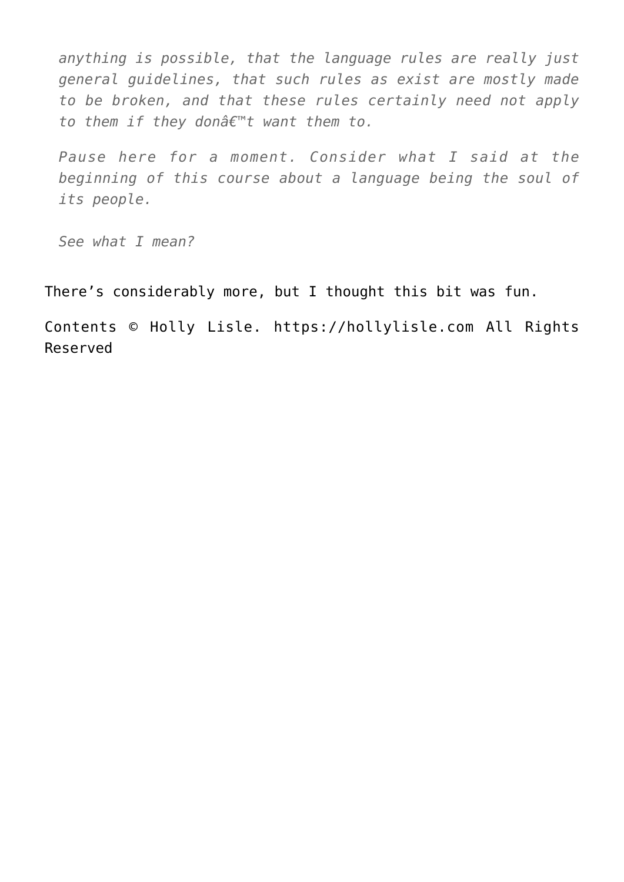> *anything is possible, that the language rules are really just general guidelines, that such rules as exist are mostly made to be broken, and that these rules certainly need not apply to them if they donâ€™t want them to.*
>
> *Pause here for a moment. Consider what I said at the beginning of this course about a language being the soul of its people.*
>
> *See what I mean?*

There's considerably more, but I thought this bit was fun.

Contents © Holly Lisle. https://hollylisle.com All Rights Reserved